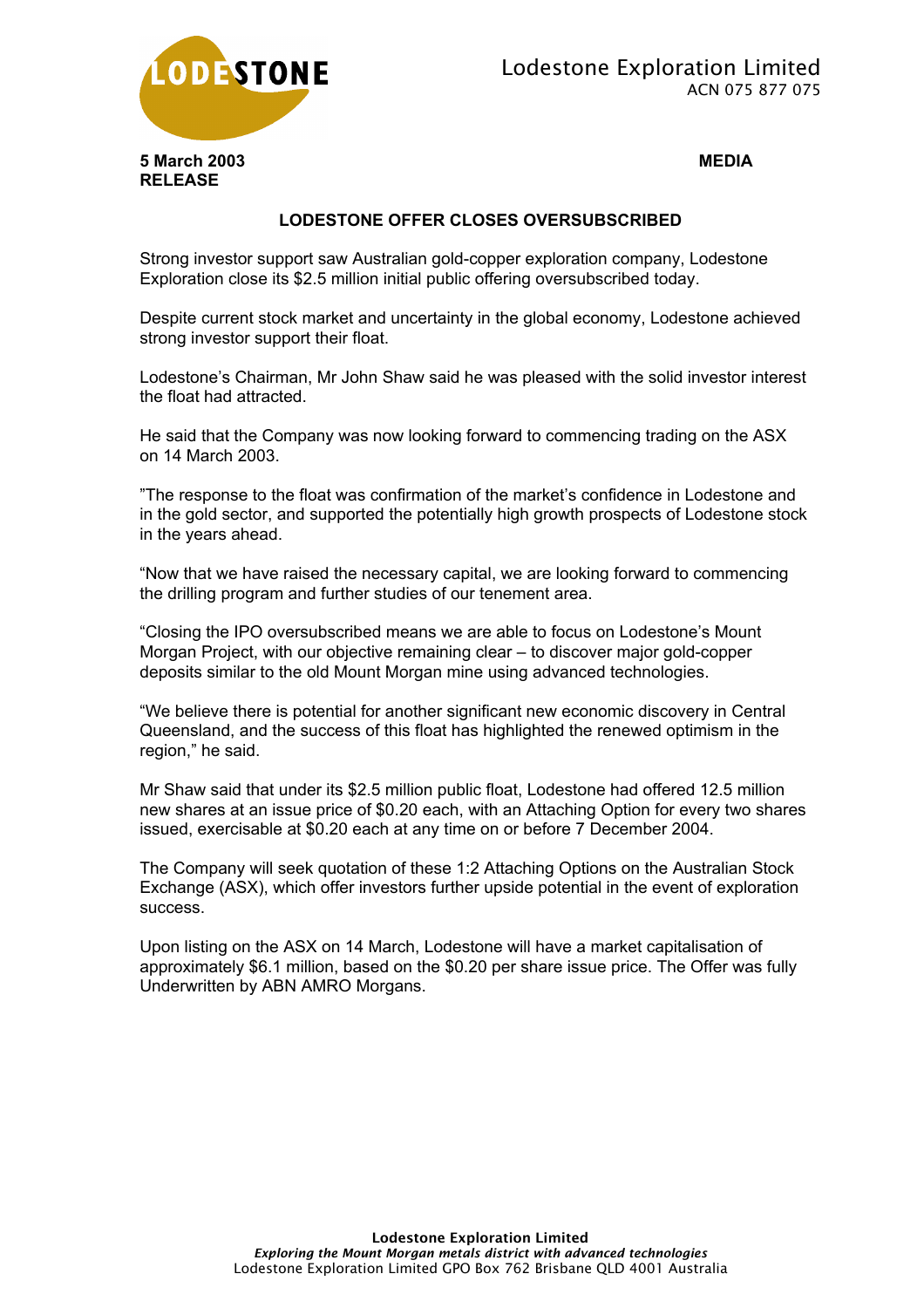Lodestone Exploration Limited
ACN 075 877 075

**5 March 2003 MEDIA RELEASE**

## LODESTONE OFFER CLOSES OVERSUBSCRIBED

Strong investor support saw Australian gold-copper exploration company, Lodestone Exploration close its $2.5 million initial public offering oversubscribed today.

Despite current stock market and uncertainty in the global economy, Lodestone achieved strong investor support their float.

Lodestone's Chairman, Mr John Shaw said he was pleased with the solid investor interest the float had attracted.

He said that the Company was now looking forward to commencing trading on the ASX on 14 March 2003.

"The response to the float was confirmation of the market's confidence in Lodestone and in the gold sector, and supported the potentially high growth prospects of Lodestone stock in the years ahead.

"Now that we have raised the necessary capital, we are looking forward to commencing the drilling program and further studies of our tenement area.

"Closing the IPO oversubscribed means we are able to focus on Lodestone's Mount Morgan Project, with our objective remaining clear – to discover major gold-copper deposits similar to the old Mount Morgan mine using advanced technologies.

"We believe there is potential for another significant new economic discovery in Central Queensland, and the success of this float has highlighted the renewed optimism in the region," he said.

Mr Shaw said that under its $2.5 million public float, Lodestone had offered 12.5 million new shares at an issue price of $0.20 each, with an Attaching Option for every two shares issued, exercisable at $0.20 each at any time on or before 7 December 2004.

The Company will seek quotation of these 1:2 Attaching Options on the Australian Stock Exchange (ASX), which offer investors further upside potential in the event of exploration success.

Upon listing on the ASX on 14 March, Lodestone will have a market capitalisation of approximately $6.1 million, based on the $0.20 per share issue price. The Offer was fully Underwritten by ABN AMRO Morgans.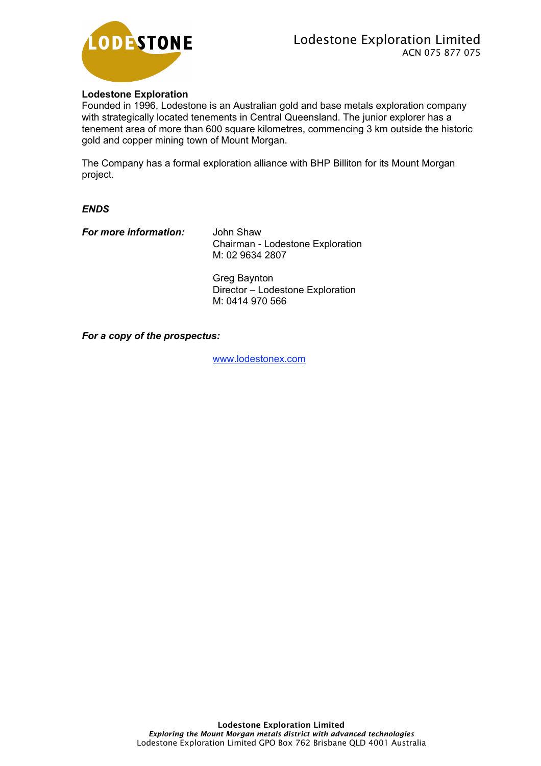**Lodestone Exploration**
Founded in 1996, Lodestone is an Australian gold and base metals exploration company with strategically located tenements in Central Queensland. The junior explorer has a tenement area of more than 600 square kilometres, commencing 3 km outside the historic gold and copper mining town of Mount Morgan.

The Company has a formal exploration alliance with BHP Billiton for its Mount Morgan project.

***ENDS***

***For more information:***

John Shaw
Chairman - Lodestone Exploration
M: 02 9634 2807

Greg Baynton
Director – Lodestone Exploration
M: 0414 970 566

***For a copy of the prospectus:***

www.lodestonex.com